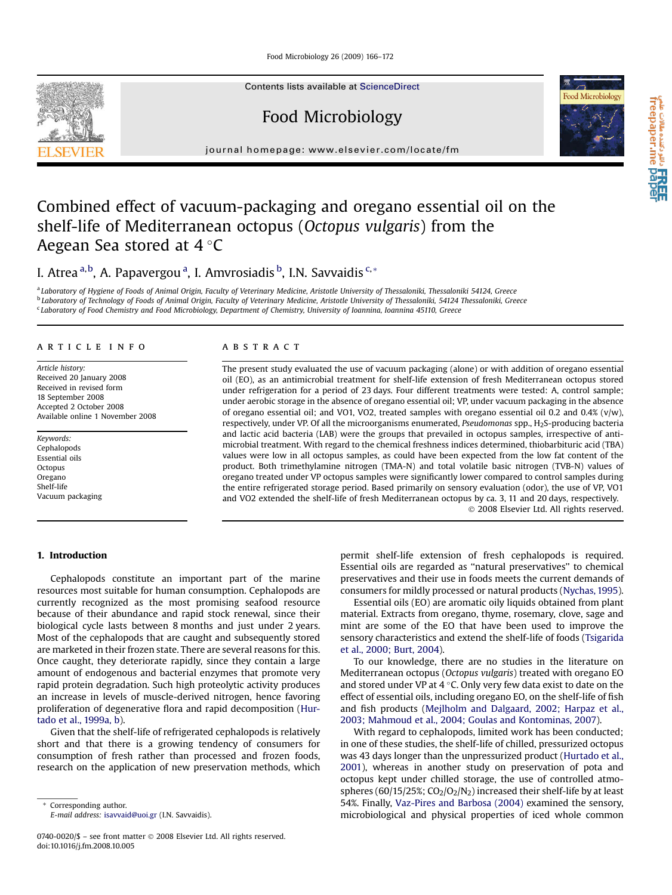# Combined effect of vacuum-packaging and oregano essential oil on the shelf-life of Mediterranean octopus (*Octopus vulgaris*) from the Aegean Sea stored at 4 °C

I. Atrea [a,b], A. Papavergou [a], I. Amvrosiadis [b], I.N. Savvaidis [c,*]

[a] Laboratory of Hygiene of Foods of Animal Origin, Faculty of Veterinary Medicine, Aristotle University of Thessaloniki, Thessaloniki 54124, Greece
[b] Laboratory of Technology of Foods of Animal Origin, Faculty of Veterinary Medicine, Aristotle University of Thessaloniki, 54124 Thessaloniki, Greece
[c] Laboratory of Food Chemistry and Food Microbiology, Department of Chemistry, University of Ioannina, Ioannina 45110, Greece

## ARTICLE INFO

*Article history:*
Received 20 January 2008
Received in revised form
18 September 2008
Accepted 2 October 2008
Available online 1 November 2008

*Keywords:*
Cephalopods
Essential oils
Octopus
Oregano
Shelf-life
Vacuum packaging

## ABSTRACT

The present study evaluated the use of vacuum packaging (alone) or with addition of oregano essential oil (EO), as an antimicrobial treatment for shelf-life extension of fresh Mediterranean octopus stored under refrigeration for a period of 23 days. Four different treatments were tested: A, control sample; under aerobic storage in the absence of oregano essential oil; VP, under vacuum packaging in the absence of oregano essential oil; and VO1, VO2, treated samples with oregano essential oil 0.2 and 0.4% (v/w), respectively, under VP. Of all the microorganisms enumerated, *Pseudomonas* spp., $H_2S$-producing bacteria and lactic acid bacteria (LAB) were the groups that prevailed in octopus samples, irrespective of antimicrobial treatment. With regard to the chemical freshness indices determined, thiobarbituric acid (TBA) values were low in all octopus samples, as could have been expected from the low fat content of the product. Both trimethylamine nitrogen (TMA-N) and total volatile basic nitrogen (TVB-N) values of oregano treated under VP octopus samples were significantly lower compared to control samples during the entire refrigerated storage period. Based primarily on sensory evaluation (odor), the use of VP, VO1 and VO2 extended the shelf-life of fresh Mediterranean octopus by ca. 3, 11 and 20 days, respectively.

© 2008 Elsevier Ltd. All rights reserved.

## 1. Introduction

Cephalopods constitute an important part of the marine resources most suitable for human consumption. Cephalopods are currently recognized as the most promising seafood resource because of their abundance and rapid stock renewal, since their biological cycle lasts between 8 months and just under 2 years. Most of the cephalopods that are caught and subsequently stored are marketed in their frozen state. There are several reasons for this. Once caught, they deteriorate rapidly, since they contain a large amount of endogenous and bacterial enzymes that promote very rapid protein degradation. Such high proteolytic activity produces an increase in levels of muscle-derived nitrogen, hence favoring proliferation of degenerative flora and rapid decomposition (Hurtado et al., 1999a, b).

Given that the shelf-life of refrigerated cephalopods is relatively short and that there is a growing tendency of consumers for consumption of fresh rather than processed and frozen foods, research on the application of new preservation methods, which permit shelf-life extension of fresh cephalopods is required. Essential oils are regarded as "natural preservatives" to chemical preservatives and their use in foods meets the current demands of consumers for mildly processed or natural products (Nychas, 1995).

Essential oils (EO) are aromatic oily liquids obtained from plant material. Extracts from oregano, thyme, rosemary, clove, sage and mint are some of the EO that have been used to improve the sensory characteristics and extend the shelf-life of foods (Tsigarida et al., 2000; Burt, 2004).

To our knowledge, there are no studies in the literature on Mediterranean octopus (*Octopus vulgaris*) treated with oregano EO and stored under VP at 4 °C. Only very few data exist to date on the effect of essential oils, including oregano EO, on the shelf-life of fish and fish products (Mejlholm and Dalgaard, 2002; Harpaz et al., 2003; Mahmoud et al., 2004; Goulas and Kontominas, 2007).

With regard to cephalopods, limited work has been conducted; in one of these studies, the shelf-life of chilled, pressurized octopus was 43 days longer than the unpressurized product (Hurtado et al., 2001), whereas in another study on preservation of pota and octopus kept under chilled storage, the use of controlled atmospheres (60/15/25%; $CO_2/O_2/N_2$) increased their shelf-life by at least 54%. Finally, Vaz-Pires and Barbosa (2004) examined the sensory, microbiological and physical properties of iced whole common

\* Corresponding author.
*E-mail address:* isavvaid@uoi.gr (I.N. Savvaidis).

0740-0020/$ – see front matter © 2008 Elsevier Ltd. All rights reserved.
doi:10.1016/j.fm.2008.10.005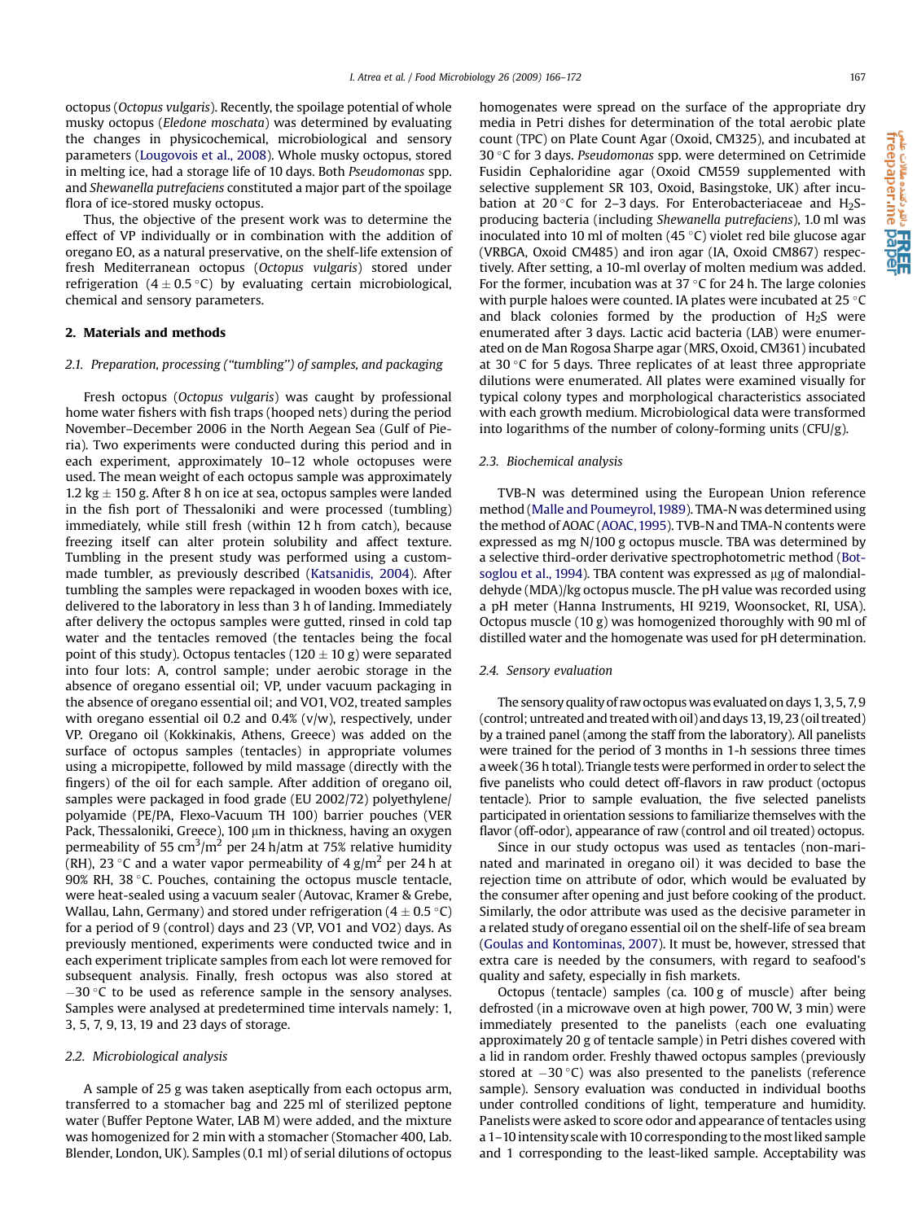octopus (*Octopus vulgaris*). Recently, the spoilage potential of whole musky octopus (*Eledone moschata*) was determined by evaluating the changes in physicochemical, microbiological and sensory parameters (Lougovois et al., 2008). Whole musky octopus, stored in melting ice, had a storage life of 10 days. Both *Pseudomonas* spp. and *Shewanella putrefaciens* constituted a major part of the spoilage flora of ice-stored musky octopus.

Thus, the objective of the present work was to determine the effect of VP individually or in combination with the addition of oregano EO, as a natural preservative, on the shelf-life extension of fresh Mediterranean octopus (*Octopus vulgaris*) stored under refrigeration ($4 \pm 0.5$ °C) by evaluating certain microbiological, chemical and sensory parameters.

## 2. Materials and methods

### 2.1. Preparation, processing ("tumbling") of samples, and packaging

Fresh octopus (*Octopus vulgaris*) was caught by professional home water fishers with fish traps (hooped nets) during the period November–December 2006 in the North Aegean Sea (Gulf of Pieria). Two experiments were conducted during this period and in each experiment, approximately 10–12 whole octopuses were used. The mean weight of each octopus sample was approximately 1.2 kg $\pm$ 150 g. After 8 h on ice at sea, octopus samples were landed in the fish port of Thessaloniki and were processed (tumbling) immediately, while still fresh (within 12 h from catch), because freezing itself can alter protein solubility and affect texture. Tumbling in the present study was performed using a custom-made tumbler, as previously described (Katsanidis, 2004). After tumbling the samples were repackaged in wooden boxes with ice, delivered to the laboratory in less than 3 h of landing. Immediately after delivery the octopus samples were gutted, rinsed in cold tap water and the tentacles removed (the tentacles being the focal point of this study). Octopus tentacles ($120 \pm 10$ g) were separated into four lots: A, control sample; under aerobic storage in the absence of oregano essential oil; VP, under vacuum packaging in the absence of oregano essential oil; and VO1, VO2, treated samples with oregano essential oil 0.2 and 0.4% (v/w), respectively, under VP. Oregano oil (Kokkinakis, Athens, Greece) was added on the surface of octopus samples (tentacles) in appropriate volumes using a micropipette, followed by mild massage (directly with the fingers) of the oil for each sample. After addition of oregano oil, samples were packaged in food grade (EU 2002/72) polyethylene/polyamide (PE/PA, Flexo-Vacuum TH 100) barrier pouches (VER Pack, Thessaloniki, Greece), 100 μm in thickness, having an oxygen permeability of 55 $cm^3/m^2$ per 24 h/atm at 75% relative humidity (RH), 23 °C and a water vapor permeability of 4 $g/m^2$ per 24 h at 90% RH, 38 °C. Pouches, containing the octopus muscle tentacle, were heat-sealed using a vacuum sealer (Autovac, Kramer & Grebe, Wallau, Lahn, Germany) and stored under refrigeration ($4 \pm 0.5$ °C) for a period of 9 (control) days and 23 (VP, VO1 and VO2) days. As previously mentioned, experiments were conducted twice and in each experiment triplicate samples from each lot were removed for subsequent analysis. Finally, fresh octopus was also stored at −30 °C to be used as reference sample in the sensory analyses. Samples were analysed at predetermined time intervals namely: 1, 3, 5, 7, 9, 13, 19 and 23 days of storage.

### 2.2. Microbiological analysis

A sample of 25 g was taken aseptically from each octopus arm, transferred to a stomacher bag and 225 ml of sterilized peptone water (Buffer Peptone Water, LAB M) were added, and the mixture was homogenized for 2 min with a stomacher (Stomacher 400, Lab. Blender, London, UK). Samples (0.1 ml) of serial dilutions of octopus homogenates were spread on the surface of the appropriate dry media in Petri dishes for determination of the total aerobic plate count (TPC) on Plate Count Agar (Oxoid, CM325), and incubated at 30 °C for 3 days. *Pseudomonas* spp. were determined on Cetrimide Fusidin Cephaloridine agar (Oxoid CM559 supplemented with selective supplement SR 103, Oxoid, Basingstoke, UK) after incubation at 20 °C for 2–3 days. For Enterobacteriaceae and $H_2S$-producing bacteria (including *Shewanella putrefaciens*), 1.0 ml was inoculated into 10 ml of molten (45 °C) violet red bile glucose agar (VRBGA, Oxoid CM485) and iron agar (IA, Oxoid CM867) respectively. After setting, a 10-ml overlay of molten medium was added. For the former, incubation was at 37 °C for 24 h. The large colonies with purple haloes were counted. IA plates were incubated at 25 °C and black colonies formed by the production of $H_2S$ were enumerated after 3 days. Lactic acid bacteria (LAB) were enumerated on de Man Rogosa Sharpe agar (MRS, Oxoid, CM361) incubated at 30 °C for 5 days. Three replicates of at least three appropriate dilutions were enumerated. All plates were examined visually for typical colony types and morphological characteristics associated with each growth medium. Microbiological data were transformed into logarithms of the number of colony-forming units (CFU/g).

### 2.3. Biochemical analysis

TVB-N was determined using the European Union reference method (Malle and Poumeyrol, 1989). TMA-N was determined using the method of AOAC (AOAC, 1995). TVB-N and TMA-N contents were expressed as mg N/100 g octopus muscle. TBA was determined by a selective third-order derivative spectrophotometric method (Botsoglou et al., 1994). TBA content was expressed as μg of malondialdehyde (MDA)/kg octopus muscle. The pH value was recorded using a pH meter (Hanna Instruments, HI 9219, Woonsocket, RI, USA). Octopus muscle (10 g) was homogenized thoroughly with 90 ml of distilled water and the homogenate was used for pH determination.

### 2.4. Sensory evaluation

The sensory quality of raw octopus was evaluated on days 1, 3, 5, 7, 9 (control; untreated and treated with oil) and days 13, 19, 23 (oil treated) by a trained panel (among the staff from the laboratory). All panelists were trained for the period of 3 months in 1-h sessions three times a week (36 h total). Triangle tests were performed in order to select the five panelists who could detect off-flavors in raw product (octopus tentacle). Prior to sample evaluation, the five selected panelists participated in orientation sessions to familiarize themselves with the flavor (off-odor), appearance of raw (control and oil treated) octopus.

Since in our study octopus was used as tentacles (non-marinated and marinated in oregano oil) it was decided to base the rejection time on attribute of odor, which would be evaluated by the consumer after opening and just before cooking of the product. Similarly, the odor attribute was used as the decisive parameter in a related study of oregano essential oil on the shelf-life of sea bream (Goulas and Kontominas, 2007). It must be, however, stressed that extra care is needed by the consumers, with regard to seafood's quality and safety, especially in fish markets.

Octopus (tentacle) samples (ca. 100 g of muscle) after being defrosted (in a microwave oven at high power, 700 W, 3 min) were immediately presented to the panelists (each one evaluating approximately 20 g of tentacle sample) in Petri dishes covered with a lid in random order. Freshly thawed octopus samples (previously stored at −30 °C) was also presented to the panelists (reference sample). Sensory evaluation was conducted in individual booths under controlled conditions of light, temperature and humidity. Panelists were asked to score odor and appearance of tentacles using a 1–10 intensity scale with 10 corresponding to the most liked sample and 1 corresponding to the least-liked sample. Acceptability was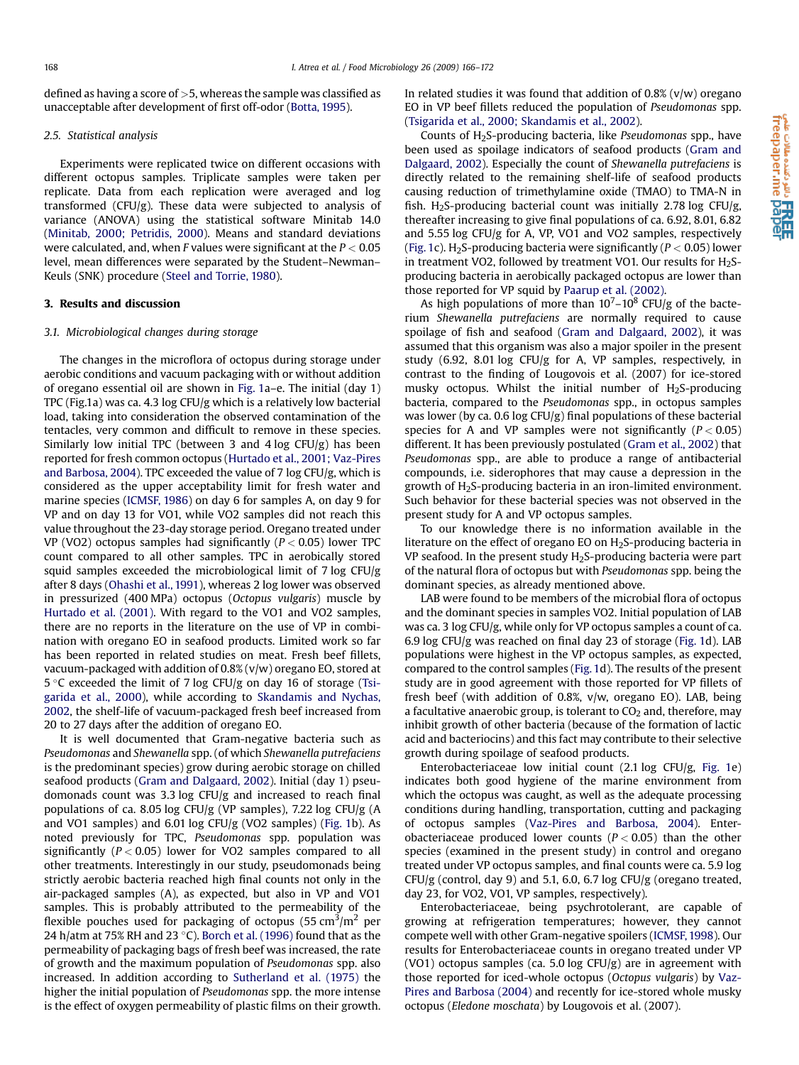defined as having a score of >5, whereas the sample was classified as unacceptable after development of first off-odor (Botta, 1995).

### 2.5. Statistical analysis

Experiments were replicated twice on different occasions with different octopus samples. Triplicate samples were taken per replicate. Data from each replication were averaged and log transformed (CFU/g). These data were subjected to analysis of variance (ANOVA) using the statistical software Minitab 14.0 (Minitab, 2000; Petridis, 2000). Means and standard deviations were calculated, and, when $F$ values were significant at the $P < 0.05$ level, mean differences were separated by the Student–Newman–Keuls (SNK) procedure (Steel and Torrie, 1980).

## 3. Results and discussion

### 3.1. Microbiological changes during storage

The changes in the microflora of octopus during storage under aerobic conditions and vacuum packaging with or without addition of oregano essential oil are shown in Fig. 1a–e. The initial (day 1) TPC (Fig.1a) was ca. 4.3 log CFU/g which is a relatively low bacterial load, taking into consideration the observed contamination of the tentacles, very common and difficult to remove in these species. Similarly low initial TPC (between 3 and 4 log CFU/g) has been reported for fresh common octopus (Hurtado et al., 2001; Vaz-Pires and Barbosa, 2004). TPC exceeded the value of 7 log CFU/g, which is considered as the upper acceptability limit for fresh water and marine species (ICMSF, 1986) on day 6 for samples A, on day 9 for VP and on day 13 for VO1, while VO2 samples did not reach this value throughout the 23-day storage period. Oregano treated under VP (VO2) octopus samples had significantly ($P < 0.05$) lower TPC count compared to all other samples. TPC in aerobically stored squid samples exceeded the microbiological limit of 7 log CFU/g after 8 days (Ohashi et al., 1991), whereas 2 log lower was observed in pressurized (400 MPa) octopus (*Octopus vulgaris*) muscle by Hurtado et al. (2001). With regard to the VO1 and VO2 samples, there are no reports in the literature on the use of VP in combination with oregano EO in seafood products. Limited work so far has been reported in related studies on meat. Fresh beef fillets, vacuum-packaged with addition of 0.8% (v/v) oregano EO, stored at 5 °C exceeded the limit of 7 log CFU/g on day 16 of storage (Tsigarida et al., 2000), while according to Skandamis and Nychas, 2002, the shelf-life of vacuum-packaged fresh beef increased from 20 to 27 days after the addition of oregano EO.

It is well documented that Gram-negative bacteria such as *Pseudomonas* and *Shewanella* spp. (of which *Shewanella putrefaciens* is the predominant species) grow during aerobic storage on chilled seafood products (Gram and Dalgaard, 2002). Initial (day 1) pseudomonads count was 3.3 log CFU/g and increased to reach final populations of ca. 8.05 log CFU/g (VP samples), 7.22 log CFU/g (A and VO1 samples) and 6.01 log CFU/g (VO2 samples) (Fig. 1b). As noted previously for TPC, *Pseudomonas* spp. population was significantly ($P < 0.05$) lower for VO2 samples compared to all other treatments. Interestingly in our study, pseudomonads being strictly aerobic bacteria reached high final counts not only in the air-packaged samples (A), as expected, but also in VP and VO1 samples. This is probably attributed to the permeability of the flexible pouches used for packaging of octopus (55 $cm^3/m^2$ per 24 h/atm at 75% RH and 23 °C). Borch et al. (1996) found that as the permeability of packaging bags of fresh beef was increased, the rate of growth and the maximum population of *Pseudomonas* spp. also increased. In addition according to Sutherland et al. (1975) the higher the initial population of *Pseudomonas* spp. the more intense is the effect of oxygen permeability of plastic films on their growth. In related studies it was found that addition of 0.8% (v/w) oregano EO in VP beef fillets reduced the population of *Pseudomonas* spp. (Tsigarida et al., 2000; Skandamis et al., 2002).

Counts of $H_2S$-producing bacteria, like *Pseudomonas* spp., have been used as spoilage indicators of seafood products (Gram and Dalgaard, 2002). Especially the count of *Shewanella putrefaciens* is directly related to the remaining shelf-life of seafood products causing reduction of trimethylamine oxide (TMAO) to TMA-N in fish. $H_2S$-producing bacterial count was initially 2.78 log CFU/g, thereafter increasing to give final populations of ca. 6.92, 8.01, 6.82 and 5.55 log CFU/g for A, VP, VO1 and VO2 samples, respectively (Fig. 1c). $H_2S$-producing bacteria were significantly ($P < 0.05$) lower in treatment VO2, followed by treatment VO1. Our results for $H_2S$-producing bacteria in aerobically packaged octopus are lower than those reported for VP squid by Paarup et al. (2002).

As high populations of more than $10^7$–$10^8$ CFU/g of the bacterium *Shewanella putrefaciens* are normally required to cause spoilage of fish and seafood (Gram and Dalgaard, 2002), it was assumed that this organism was also a major spoiler in the present study (6.92, 8.01 log CFU/g for A, VP samples, respectively, in contrast to the finding of Lougovois et al. (2007) for ice-stored musky octopus. Whilst the initial number of $H_2S$-producing bacteria, compared to the *Pseudomonas* spp., in octopus samples was lower (by ca. 0.6 log CFU/g) final populations of these bacterial species for A and VP samples were not significantly ($P < 0.05$) different. It has been previously postulated (Gram et al., 2002) that *Pseudomonas* spp., are able to produce a range of antibacterial compounds, i.e. siderophores that may cause a depression in the growth of $H_2S$-producing bacteria in an iron-limited environment. Such behavior for these bacterial species was not observed in the present study for A and VP octopus samples.

To our knowledge there is no information available in the literature on the effect of oregano EO on $H_2S$-producing bacteria in VP seafood. In the present study $H_2S$-producing bacteria were part of the natural flora of octopus but with *Pseudomonas* spp. being the dominant species, as already mentioned above.

LAB were found to be members of the microbial flora of octopus and the dominant species in samples VO2. Initial population of LAB was ca. 3 log CFU/g, while only for VP octopus samples a count of ca. 6.9 log CFU/g was reached on final day 23 of storage (Fig. 1d). LAB populations were highest in the VP octopus samples, as expected, compared to the control samples (Fig. 1d). The results of the present study are in good agreement with those reported for VP fillets of fresh beef (with addition of 0.8%, v/w, oregano EO). LAB, being a facultative anaerobic group, is tolerant to $CO_2$ and, therefore, may inhibit growth of other bacteria (because of the formation of lactic acid and bacteriocins) and this fact may contribute to their selective growth during spoilage of seafood products.

Enterobacteriaceae low initial count (2.1 log CFU/g, Fig. 1e) indicates both good hygiene of the marine environment from which the octopus was caught, as well as the adequate processing conditions during handling, transportation, cutting and packaging of octopus samples (Vaz-Pires and Barbosa, 2004). Enterobacteriaceae produced lower counts ($P < 0.05$) than the other species (examined in the present study) in control and oregano treated under VP octopus samples, and final counts were ca. 5.9 log CFU/g (control, day 9) and 5.1, 6.0, 6.7 log CFU/g (oregano treated, day 23, for VO2, VO1, VP samples, respectively).

Enterobacteriaceae, being psychrotolerant, are capable of growing at refrigeration temperatures; however, they cannot compete well with other Gram-negative spoilers (ICMSF, 1998). Our results for Enterobacteriaceae counts in oregano treated under VP (VO1) octopus samples (ca. 5.0 log CFU/g) are in agreement with those reported for iced-whole octopus (*Octopus vulgaris*) by Vaz-Pires and Barbosa (2004) and recently for ice-stored whole musky octopus (*Eledone moschata*) by Lougovois et al. (2007).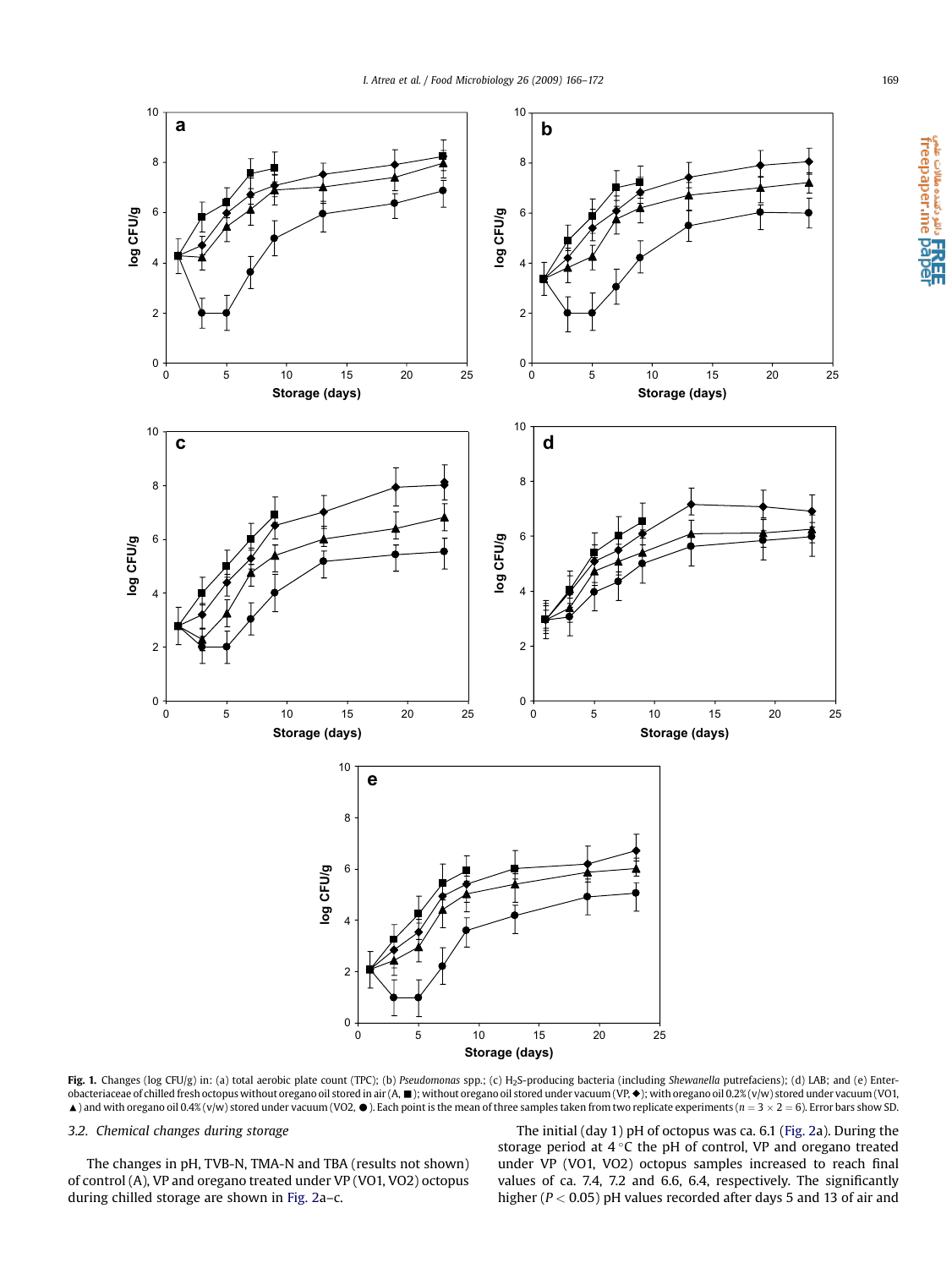**Fig. 1.** Changes (log CFU/g) in: (a) total aerobic plate count (TPC); (b) *Pseudomonas* spp.; (c) $H_2S$-producing bacteria (including *Shewanella* putrefaciens); (d) LAB; and (e) Enterobacteriaceae of chilled fresh octopus without oregano oil stored in air (A, ■); without oregano oil stored under vacuum (VP, ◆); with oregano oil 0.2% (v/w) stored under vacuum (VO1, ▲) and with oregano oil 0.4% (v/w) stored under vacuum (VO2, ●). Each point is the mean of three samples taken from two replicate experiments ($n = 3 \times 2 = 6$). Error bars show SD.

### 3.2. Chemical changes during storage

The changes in pH, TVB-N, TMA-N and TBA (results not shown) of control (A), VP and oregano treated under VP (VO1, VO2) octopus during chilled storage are shown in Fig. 2a–c.

The initial (day 1) pH of octopus was ca. 6.1 (Fig. 2a). During the storage period at 4 °C the pH of control, VP and oregano treated under VP (VO1, VO2) octopus samples increased to reach final values of ca. 7.4, 7.2 and 6.6, 6.4, respectively. The significantly higher ($P < 0.05$) pH values recorded after days 5 and 13 of air and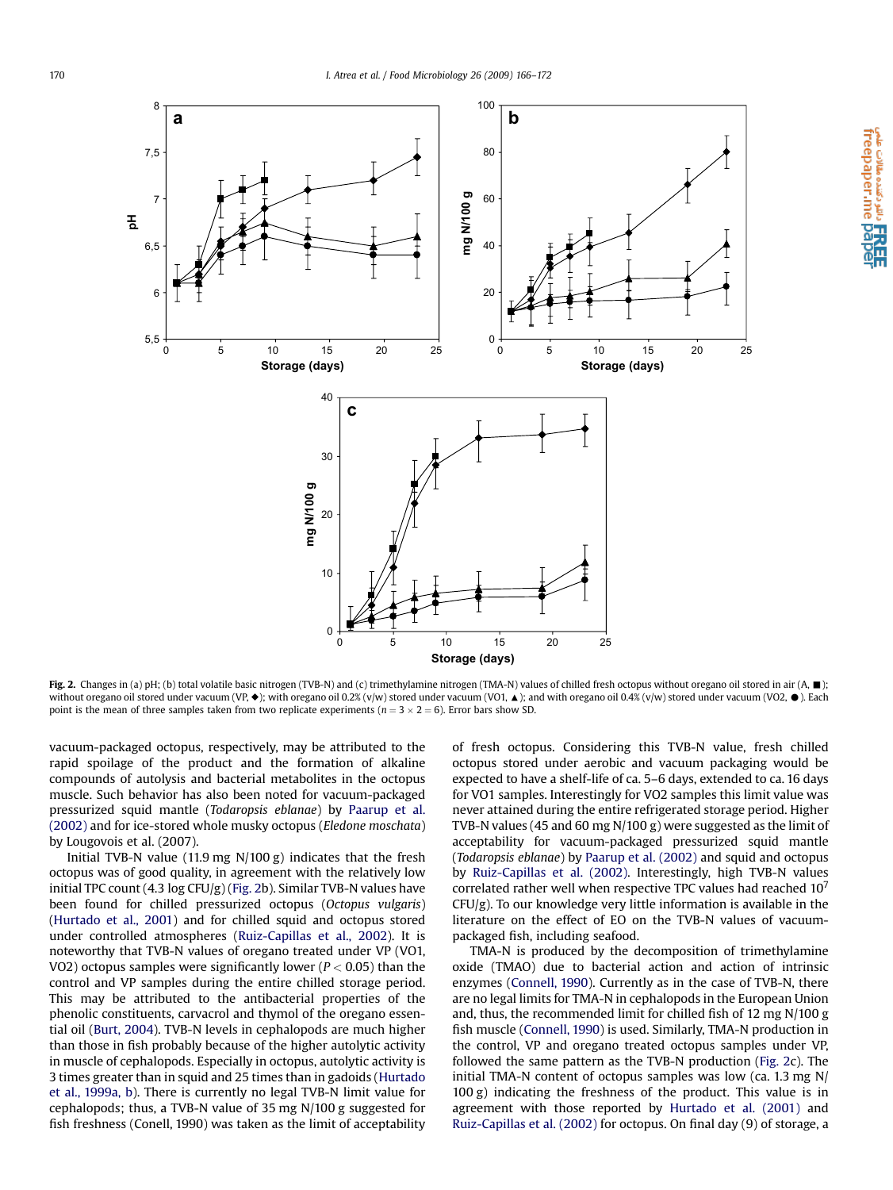Fig. 2. Changes in (a) pH; (b) total volatile basic nitrogen (TVB-N) and (c) trimethylamine nitrogen (TMA-N) values of chilled fresh octopus without oregano oil stored in air (A, ■); without oregano oil stored under vacuum (VP, ◆); with oregano oil 0.2% (v/w) stored under vacuum (VO1, ▲); and with oregano oil 0.4% (v/w) stored under vacuum (VO2, ●). Each point is the mean of three samples taken from two replicate experiments ($n = 3 \times 2 = 6$). Error bars show SD.

vacuum-packaged octopus, respectively, may be attributed to the rapid spoilage of the product and the formation of alkaline compounds of autolysis and bacterial metabolites in the octopus muscle. Such behavior has also been noted for vacuum-packaged pressurized squid mantle (*Todaropsis eblanae*) by Paarup et al. (2002) and for ice-stored whole musky octopus (*Eledone moschata*) by Lougovois et al. (2007).

Initial TVB-N value (11.9 mg N/100 g) indicates that the fresh octopus was of good quality, in agreement with the relatively low initial TPC count (4.3 log CFU/g) (Fig. 2b). Similar TVB-N values have been found for chilled pressurized octopus (*Octopus vulgaris*) (Hurtado et al., 2001) and for chilled squid and octopus stored under controlled atmospheres (Ruiz-Capillas et al., 2002). It is noteworthy that TVB-N values of oregano treated under VP (VO1, VO2) octopus samples were significantly lower ($P < 0.05$) than the control and VP samples during the entire chilled storage period. This may be attributed to the antibacterial properties of the phenolic constituents, carvacrol and thymol of the oregano essential oil (Burt, 2004). TVB-N levels in cephalopods are much higher than those in fish probably because of the higher autolytic activity in muscle of cephalopods. Especially in octopus, autolytic activity is 3 times greater than in squid and 25 times than in gadoids (Hurtado et al., 1999a, b). There is currently no legal TVB-N limit value for cephalopods; thus, a TVB-N value of 35 mg N/100 g suggested for fish freshness (Conell, 1990) was taken as the limit of acceptability of fresh octopus. Considering this TVB-N value, fresh chilled octopus stored under aerobic and vacuum packaging would be expected to have a shelf-life of ca. 5–6 days, extended to ca. 16 days for VO1 samples. Interestingly for VO2 samples this limit value was never attained during the entire refrigerated storage period. Higher TVB-N values (45 and 60 mg N/100 g) were suggested as the limit of acceptability for vacuum-packaged pressurized squid mantle (*Todaropsis eblanae*) by Paarup et al. (2002) and squid and octopus by Ruiz-Capillas et al. (2002). Interestingly, high TVB-N values correlated rather well when respective TPC values had reached $10^7$ CFU/g). To our knowledge very little information is available in the literature on the effect of EO on the TVB-N values of vacuum-packaged fish, including seafood.

TMA-N is produced by the decomposition of trimethylamine oxide (TMAO) due to bacterial action and action of intrinsic enzymes (Connell, 1990). Currently as in the case of TVB-N, there are no legal limits for TMA-N in cephalopods in the European Union and, thus, the recommended limit for chilled fish of 12 mg N/100 g fish muscle (Connell, 1990) is used. Similarly, TMA-N production in the control, VP and oregano treated octopus samples under VP, followed the same pattern as the TVB-N production (Fig. 2c). The initial TMA-N content of octopus samples was low (ca. 1.3 mg N/100 g) indicating the freshness of the product. This value is in agreement with those reported by Hurtado et al. (2001) and Ruiz-Capillas et al. (2002) for octopus. On final day (9) of storage, a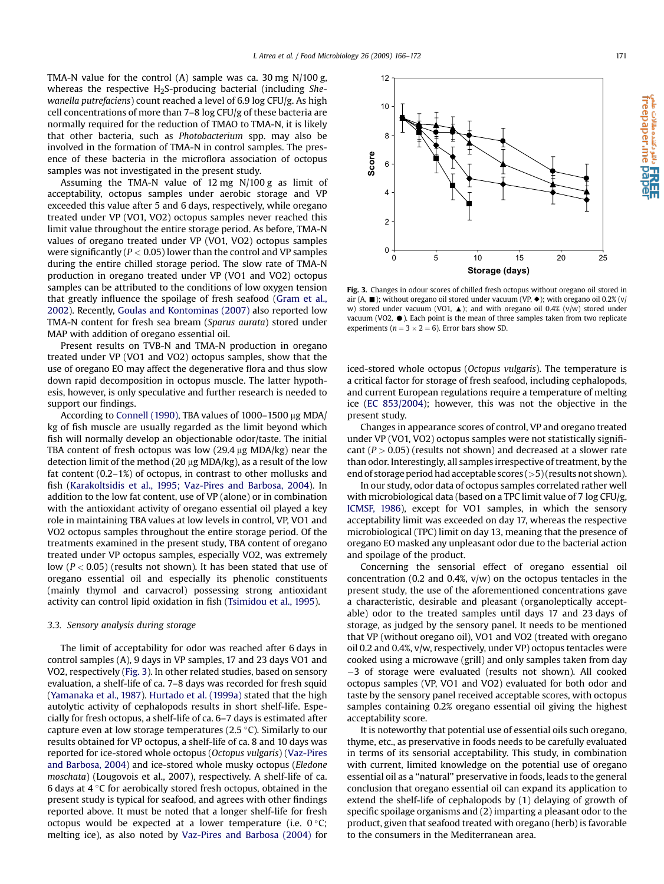TMA-N value for the control (A) sample was ca. 30 mg N/100 g, whereas the respective $H_2S$-producing bacterial (including *Shewanella putrefaciens*) count reached a level of 6.9 log CFU/g. As high cell concentrations of more than 7–8 log CFU/g of these bacteria are normally required for the reduction of TMAO to TMA-N, it is likely that other bacteria, such as *Photobacterium* spp. may also be involved in the formation of TMA-N in control samples. The presence of these bacteria in the microflora association of octopus samples was not investigated in the present study.

Assuming the TMA-N value of 12 mg N/100 g as limit of acceptability, octopus samples under aerobic storage and VP exceeded this value after 5 and 6 days, respectively, while oregano treated under VP (VO1, VO2) octopus samples never reached this limit value throughout the entire storage period. As before, TMA-N values of oregano treated under VP (VO1, VO2) octopus samples were significantly ($P < 0.05$) lower than the control and VP samples during the entire chilled storage period. The slow rate of TMA-N production in oregano treated under VP (VO1 and VO2) octopus samples can be attributed to the conditions of low oxygen tension that greatly influence the spoilage of fresh seafood (Gram et al., 2002). Recently, Goulas and Kontominas (2007) also reported low TMA-N content for fresh sea bream (*Sparus aurata*) stored under MAP with addition of oregano essential oil.

Present results on TVB-N and TMA-N production in oregano treated under VP (VO1 and VO2) octopus samples, show that the use of oregano EO may affect the degenerative flora and thus slow down rapid decomposition in octopus muscle. The latter hypothesis, however, is only speculative and further research is needed to support our findings.

According to Connell (1990), TBA values of 1000–1500 μg MDA/kg of fish muscle are usually regarded as the limit beyond which fish will normally develop an objectionable odor/taste. The initial TBA content of fresh octopus was low (29.4 μg MDA/kg) near the detection limit of the method (20 μg MDA/kg), as a result of the low fat content (0.2–1%) of octopus, in contrast to other mollusks and fish (Karakoltsidis et al., 1995; Vaz-Pires and Barbosa, 2004). In addition to the low fat content, use of VP (alone) or in combination with the antioxidant activity of oregano essential oil played a key role in maintaining TBA values at low levels in control, VP, VO1 and VO2 octopus samples throughout the entire storage period. Of the treatments examined in the present study, TBA content of oregano treated under VP octopus samples, especially VO2, was extremely low ($P < 0.05$) (results not shown). It has been stated that use of oregano essential oil and especially its phenolic constituents (mainly thymol and carvacrol) possessing strong antioxidant activity can control lipid oxidation in fish (Tsimidou et al., 1995).

### 3.3. Sensory analysis during storage

The limit of acceptability for odor was reached after 6 days in control samples (A), 9 days in VP samples, 17 and 23 days VO1 and VO2, respectively (Fig. 3). In other related studies, based on sensory evaluation, a shelf-life of ca. 7–8 days was recorded for fresh squid (Yamanaka et al., 1987). Hurtado et al. (1999a) stated that the high autolytic activity of cephalopods results in short shelf-life. Especially for fresh octopus, a shelf-life of ca. 6–7 days is estimated after capture even at low storage temperatures (2.5 °C). Similarly to our results obtained for VP octopus, a shelf-life of ca. 8 and 10 days was reported for ice-stored whole octopus (*Octopus vulgaris*) (Vaz-Pires and Barbosa, 2004) and ice-stored whole musky octopus (*Eledone moschata*) (Lougovois et al., 2007), respectively. A shelf-life of ca. 6 days at 4 °C for aerobically stored fresh octopus, obtained in the present study is typical for seafood, and agrees with other findings reported above. It must be noted that a longer shelf-life for fresh octopus would be expected at a lower temperature (i.e. 0 °C; melting ice), as also noted by Vaz-Pires and Barbosa (2004) for

Fig. 3. Changes in odour scores of chilled fresh octopus without oregano oil stored in air (A, ■); without oregano oil stored under vacuum (VP, ◆); with oregano oil 0.2% (v/w) stored under vacuum (VO1, ▲); and with oregano oil 0.4% (v/w) stored under vacuum (VO2, ●). Each point is the mean of three samples taken from two replicate experiments ($n = 3 \times 2 = 6$). Error bars show SD.

iced-stored whole octopus (*Octopus vulgaris*). The temperature is a critical factor for storage of fresh seafood, including cephalopods, and current European regulations require a temperature of melting ice (EC 853/2004); however, this was not the objective in the present study.

Changes in appearance scores of control, VP and oregano treated under VP (VO1, VO2) octopus samples were not statistically significant ($P > 0.05$) (results not shown) and decreased at a slower rate than odor. Interestingly, all samples irrespective of treatment, by the end of storage period had acceptable scores (>5) (results not shown).

In our study, odor data of octopus samples correlated rather well with microbiological data (based on a TPC limit value of 7 log CFU/g, ICMSF, 1986), except for VO1 samples, in which the sensory acceptability limit was exceeded on day 17, whereas the respective microbiological (TPC) limit on day 13, meaning that the presence of oregano EO masked any unpleasant odor due to the bacterial action and spoilage of the product.

Concerning the sensorial effect of oregano essential oil concentration (0.2 and 0.4%, v/w) on the octopus tentacles in the present study, the use of the aforementioned concentrations gave a characteristic, desirable and pleasant (organoleptically acceptable) odor to the treated samples until days 17 and 23 days of storage, as judged by the sensory panel. It needs to be mentioned that VP (without oregano oil), VO1 and VO2 (treated with oregano oil 0.2 and 0.4%, v/w, respectively, under VP) octopus tentacles were cooked using a microwave (grill) and only samples taken from day −3 of storage were evaluated (results not shown). All cooked octopus samples (VP, VO1 and VO2) evaluated for both odor and taste by the sensory panel received acceptable scores, with octopus samples containing 0.2% oregano essential oil giving the highest acceptability score.

It is noteworthy that potential use of essential oils such oregano, thyme, etc., as preservative in foods needs to be carefully evaluated in terms of its sensorial acceptability. This study, in combination with current, limited knowledge on the potential use of oregano essential oil as a "natural" preservative in foods, leads to the general conclusion that oregano essential oil can expand its application to extend the shelf-life of cephalopods by (1) delaying of growth of specific spoilage organisms and (2) imparting a pleasant odor to the product, given that seafood treated with oregano (herb) is favorable to the consumers in the Mediterranean area.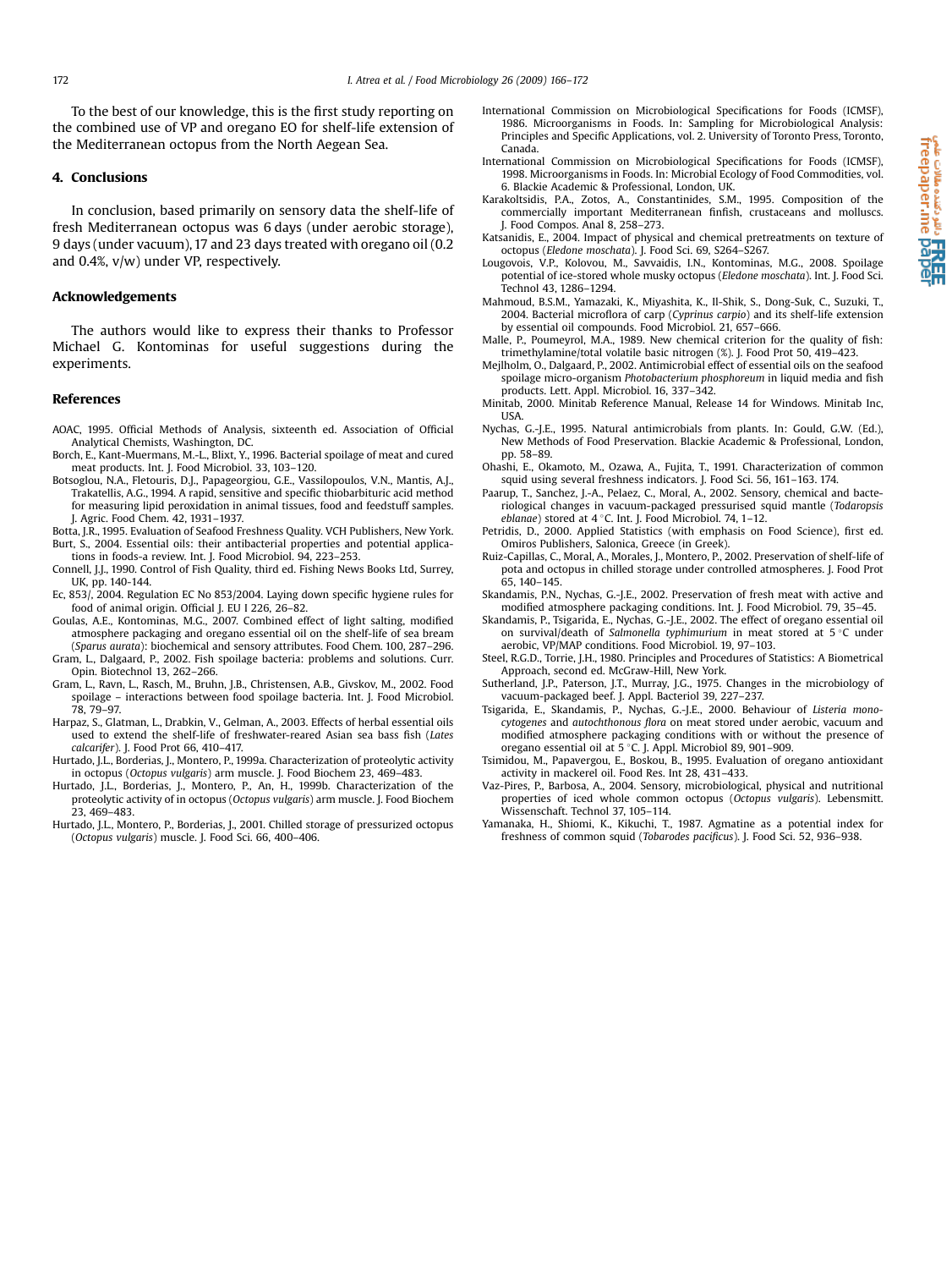To the best of our knowledge, this is the first study reporting on the combined use of VP and oregano EO for shelf-life extension of the Mediterranean octopus from the North Aegean Sea.

## 4. Conclusions

In conclusion, based primarily on sensory data the shelf-life of fresh Mediterranean octopus was 6 days (under aerobic storage), 9 days (under vacuum), 17 and 23 days treated with oregano oil (0.2 and 0.4%, v/w) under VP, respectively.

## Acknowledgements

The authors would like to express their thanks to Professor Michael G. Kontominas for useful suggestions during the experiments.

## References

AOAC, 1995. Official Methods of Analysis, sixteenth ed. Association of Official Analytical Chemists, Washington, DC.

Borch, E., Kant-Muermans, M.-L., Blixt, Y., 1996. Bacterial spoilage of meat and cured meat products. Int. J. Food Microbiol. 33, 103–120.

Botsoglou, N.A., Fletouris, D.J., Papageorgiou, G.E., Vassilopoulos, V.N., Mantis, A.J., Trakatellis, A.G., 1994. A rapid, sensitive and specific thiobarbituric acid method for measuring lipid peroxidation in animal tissues, food and feedstuff samples. J. Agric. Food Chem. 42, 1931–1937.

Botta, J.R., 1995. Evaluation of Seafood Freshness Quality. VCH Publishers, New York.

Burt, S., 2004. Essential oils: their antibacterial properties and potential applications in foods-a review. Int. J. Food Microbiol. 94, 223–253.

Connell, J.J., 1990. Control of Fish Quality, third ed. Fishing News Books Ltd, Surrey, UK, pp. 140-144.

Ec, 853/, 2004. Regulation EC No 853/2004. Laying down specific hygiene rules for food of animal origin. Official J. EU I 226, 26–82.

Goulas, A.E., Kontominas, M.G., 2007. Combined effect of light salting, modified atmosphere packaging and oregano essential oil on the shelf-life of sea bream (*Sparus aurata*): biochemical and sensory attributes. Food Chem. 100, 287–296.

Gram, L., Dalgaard, P., 2002. Fish spoilage bacteria: problems and solutions. Curr. Opin. Biotechnol 13, 262–266.

Gram, L., Ravn, L., Rasch, M., Bruhn, J.B., Christensen, A.B., Givskov, M., 2002. Food spoilage – interactions between food spoilage bacteria. Int. J. Food Microbiol. 78, 79–97.

Harpaz, S., Glatman, L., Drabkin, V., Gelman, A., 2003. Effects of herbal essential oils used to extend the shelf-life of freshwater-reared Asian sea bass fish (*Lates calcarifer*). J. Food Prot 66, 410–417.

Hurtado, J.L., Borderias, J., Montero, P., 1999a. Characterization of proteolytic activity in octopus (*Octopus vulgaris*) arm muscle. J. Food Biochem 23, 469–483.

Hurtado, J.L., Borderias, J., Montero, P., An, H., 1999b. Characterization of the proteolytic activity of in octopus (*Octopus vulgaris*) arm muscle. J. Food Biochem 23, 469–483.

Hurtado, J.L., Montero, P., Borderias, J., 2001. Chilled storage of pressurized octopus (*Octopus vulgaris*) muscle. J. Food Sci. 66, 400–406.

International Commission on Microbiological Specifications for Foods (ICMSF), 1986. Microorganisms in Foods. In: Sampling for Microbiological Analysis: Principles and Specific Applications, vol. 2. University of Toronto Press, Toronto, Canada.

International Commission on Microbiological Specifications for Foods (ICMSF), 1998. Microorganisms in Foods. In: Microbial Ecology of Food Commodities, vol. 6. Blackie Academic & Professional, London, UK.

Karakoltsidis, P.A., Zotos, A., Constantinides, S.M., 1995. Composition of the commercially important Mediterranean finfish, crustaceans and molluscs. J. Food Compos. Anal 8, 258–273.

Katsanidis, E., 2004. Impact of physical and chemical pretreatments on texture of octopus (*Eledone moschata*). J. Food Sci. 69, S264–S267.

Lougovois, V.P., Kolovou, M., Savvaidis, I.N., Kontominas, M.G., 2008. Spoilage potential of ice-stored whole musky octopus (*Eledone moschata*). Int. J. Food Sci. Technol 43, 1286–1294.

Mahmoud, B.S.M., Yamazaki, K., Miyashita, K., Il-Shik, S., Dong-Suk, C., Suzuki, T., 2004. Bacterial microflora of carp (*Cyprinus carpio*) and its shelf-life extension by essential oil compounds. Food Microbiol. 21, 657–666.

Malle, P., Poumeyrol, M.A., 1989. New chemical criterion for the quality of fish: trimethylamine/total volatile basic nitrogen (%). J. Food Prot 50, 419–423.

Mejlholm, O., Dalgaard, P., 2002. Antimicrobial effect of essential oils on the seafood spoilage micro-organism *Photobacterium phosphoreum* in liquid media and fish products. Lett. Appl. Microbiol. 16, 337–342.

Minitab, 2000. Minitab Reference Manual, Release 14 for Windows. Minitab Inc, USA.

Nychas, G.-J.E., 1995. Natural antimicrobials from plants. In: Gould, G.W. (Ed.), New Methods of Food Preservation. Blackie Academic & Professional, London, pp. 58–89.

Ohashi, E., Okamoto, M., Ozawa, A., Fujita, T., 1991. Characterization of common squid using several freshness indicators. J. Food Sci. 56, 161–163. 174.

Paarup, T., Sanchez, J.-A., Pelaez, C., Moral, A., 2002. Sensory, chemical and bacteriological changes in vacuum-packaged pressurised squid mantle (*Todaropsis eblanae*) stored at 4 °C. Int. J. Food Microbiol. 74, 1–12.

Petridis, D., 2000. Applied Statistics (with emphasis on Food Science), first ed. Omiros Publishers, Salonica, Greece (in Greek).

Ruiz-Capillas, C., Moral, A., Morales, J., Montero, P., 2002. Preservation of shelf-life of pota and octopus in chilled storage under controlled atmospheres. J. Food Prot 65, 140–145.

Skandamis, P.N., Nychas, G.-J.E., 2002. Preservation of fresh meat with active and modified atmosphere packaging conditions. Int. J. Food Microbiol. 79, 35–45.

Skandamis, P., Tsigarida, E., Nychas, G.-J.E., 2002. The effect of oregano essential oil on survival/death of *Salmonella typhimurium* in meat stored at 5 °C under aerobic, VP/MAP conditions. Food Microbiol. 19, 97–103.

Steel, R.G.D., Torrie, J.H., 1980. Principles and Procedures of Statistics: A Biometrical Approach, second ed. McGraw-Hill, New York.

Sutherland, J.P., Paterson, J.T., Murray, J.G., 1975. Changes in the microbiology of vacuum-packaged beef. J. Appl. Bacteriol 39, 227–237.

Tsigarida, E., Skandamis, P., Nychas, G.-J.E., 2000. Behaviour of *Listeria monocytogenes* and *autochthonous flora* on meat stored under aerobic, vacuum and modified atmosphere packaging conditions with or without the presence of oregano essential oil at 5 °C. J. Appl. Microbiol 89, 901–909.

Tsimidou, M., Papavergou, E., Boskou, B., 1995. Evaluation of oregano antioxidant activity in mackerel oil. Food Res. Int 28, 431–433.

Vaz-Pires, P., Barbosa, A., 2004. Sensory, microbiological, physical and nutritional properties of iced whole common octopus (*Octopus vulgaris*). Lebensmitt. Wissenschaft. Technol 37, 105–114.

Yamanaka, H., Shiomi, K., Kikuchi, T., 1987. Agmatine as a potential index for freshness of common squid (*Tobarodes pacificus*). J. Food Sci. 52, 936–938.